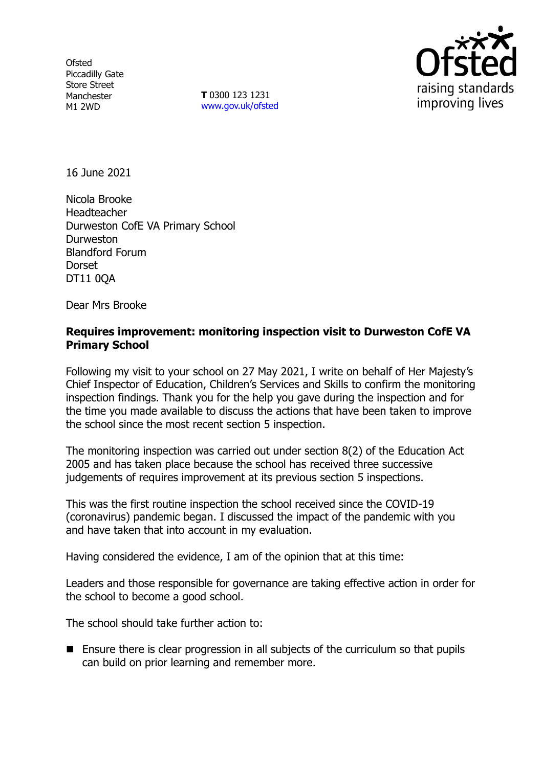Ofsted
Piccadilly Gate
Store Street
Manchester
M1 2WD

**T** 0300 123 1231
www.gov.uk/ofsted

16 June 2021

Nicola Brooke
Headteacher
Durweston CofE VA Primary School
Durweston
Blandford Forum
Dorset
DT11 0QA

Dear Mrs Brooke

**Requires improvement: monitoring inspection visit to Durweston CofE VA Primary School**

Following my visit to your school on 27 May 2021, I write on behalf of Her Majesty's Chief Inspector of Education, Children's Services and Skills to confirm the monitoring inspection findings. Thank you for the help you gave during the inspection and for the time you made available to discuss the actions that have been taken to improve the school since the most recent section 5 inspection.

The monitoring inspection was carried out under section 8(2) of the Education Act 2005 and has taken place because the school has received three successive judgements of requires improvement at its previous section 5 inspections.

This was the first routine inspection the school received since the COVID-19 (coronavirus) pandemic began. I discussed the impact of the pandemic with you and have taken that into account in my evaluation.

Having considered the evidence, I am of the opinion that at this time:

Leaders and those responsible for governance are taking effective action in order for the school to become a good school.

The school should take further action to:

- Ensure there is clear progression in all subjects of the curriculum so that pupils can build on prior learning and remember more.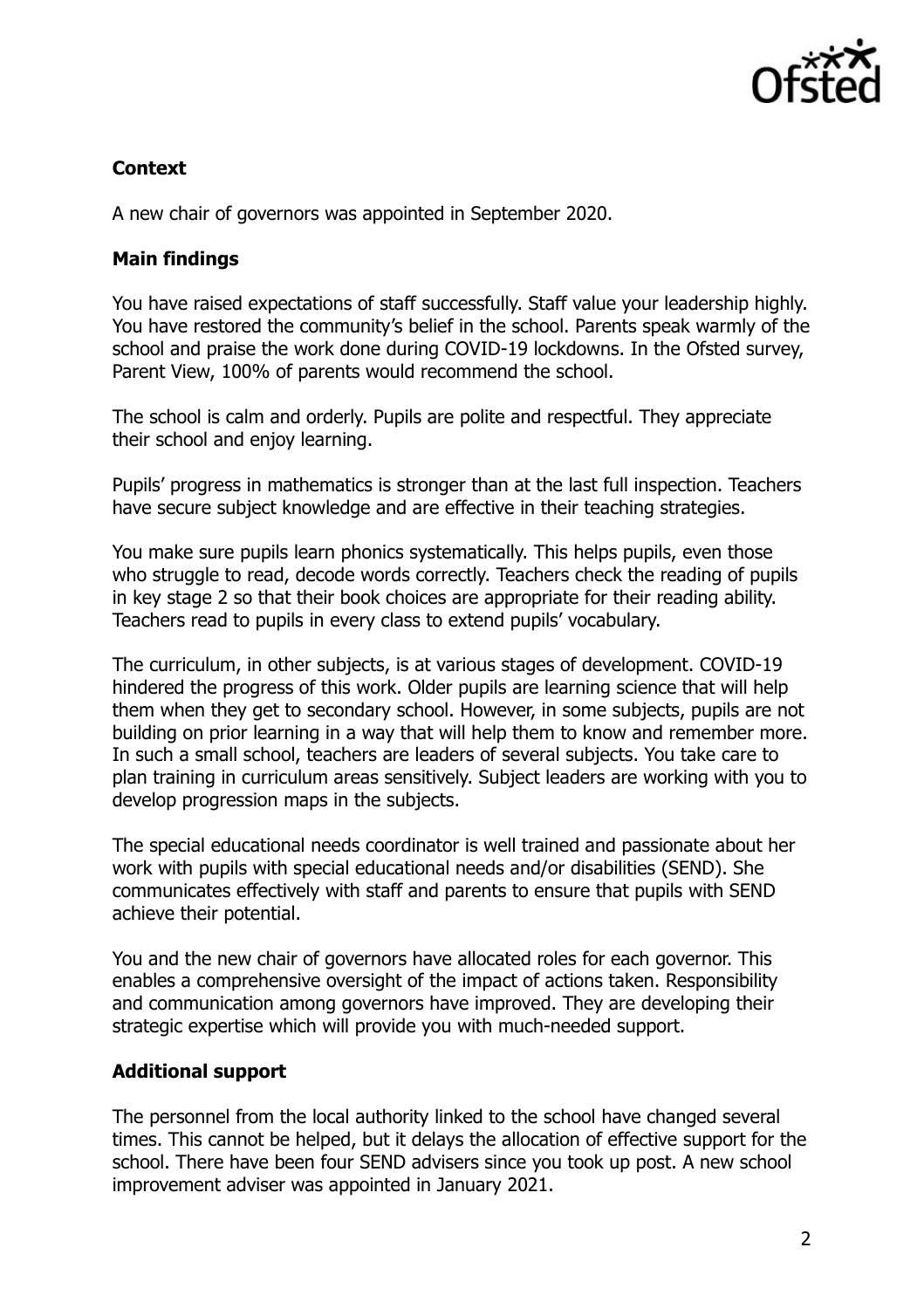## Context

A new chair of governors was appointed in September 2020.

## Main findings

You have raised expectations of staff successfully. Staff value your leadership highly. You have restored the community's belief in the school. Parents speak warmly of the school and praise the work done during COVID-19 lockdowns. In the Ofsted survey, Parent View, 100% of parents would recommend the school.

The school is calm and orderly. Pupils are polite and respectful. They appreciate their school and enjoy learning.

Pupils' progress in mathematics is stronger than at the last full inspection. Teachers have secure subject knowledge and are effective in their teaching strategies.

You make sure pupils learn phonics systematically. This helps pupils, even those who struggle to read, decode words correctly. Teachers check the reading of pupils in key stage 2 so that their book choices are appropriate for their reading ability. Teachers read to pupils in every class to extend pupils' vocabulary.

The curriculum, in other subjects, is at various stages of development. COVID-19 hindered the progress of this work. Older pupils are learning science that will help them when they get to secondary school. However, in some subjects, pupils are not building on prior learning in a way that will help them to know and remember more. In such a small school, teachers are leaders of several subjects. You take care to plan training in curriculum areas sensitively. Subject leaders are working with you to develop progression maps in the subjects.

The special educational needs coordinator is well trained and passionate about her work with pupils with special educational needs and/or disabilities (SEND). She communicates effectively with staff and parents to ensure that pupils with SEND achieve their potential.

You and the new chair of governors have allocated roles for each governor. This enables a comprehensive oversight of the impact of actions taken. Responsibility and communication among governors have improved. They are developing their strategic expertise which will provide you with much-needed support.

## Additional support

The personnel from the local authority linked to the school have changed several times. This cannot be helped, but it delays the allocation of effective support for the school. There have been four SEND advisers since you took up post. A new school improvement adviser was appointed in January 2021.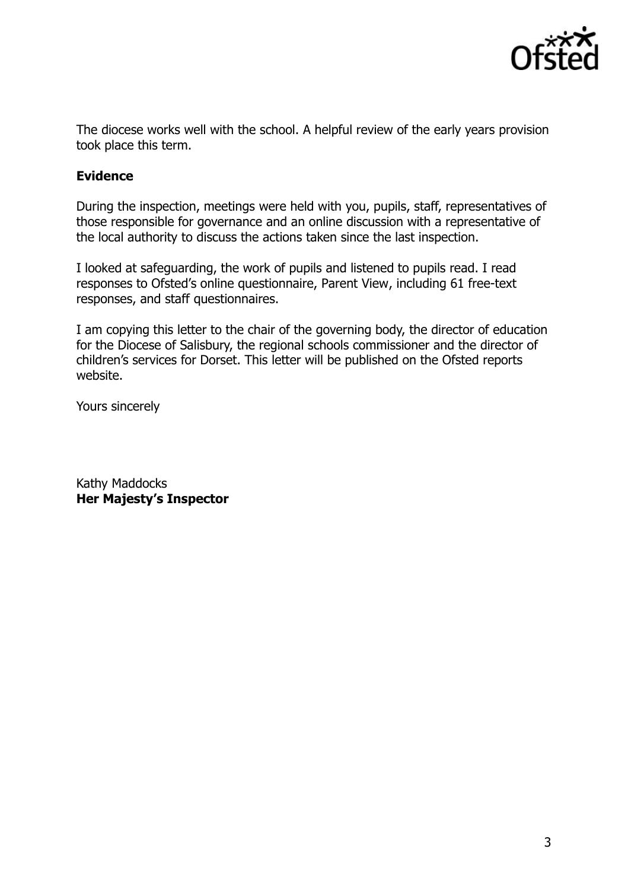The diocese works well with the school. A helpful review of the early years provision took place this term.

**Evidence**

During the inspection, meetings were held with you, pupils, staff, representatives of those responsible for governance and an online discussion with a representative of the local authority to discuss the actions taken since the last inspection.

I looked at safeguarding, the work of pupils and listened to pupils read. I read responses to Ofsted's online questionnaire, Parent View, including 61 free-text responses, and staff questionnaires.

I am copying this letter to the chair of the governing body, the director of education for the Diocese of Salisbury, the regional schools commissioner and the director of children's services for Dorset. This letter will be published on the Ofsted reports website.

Yours sincerely

Kathy Maddocks
**Her Majesty's Inspector**